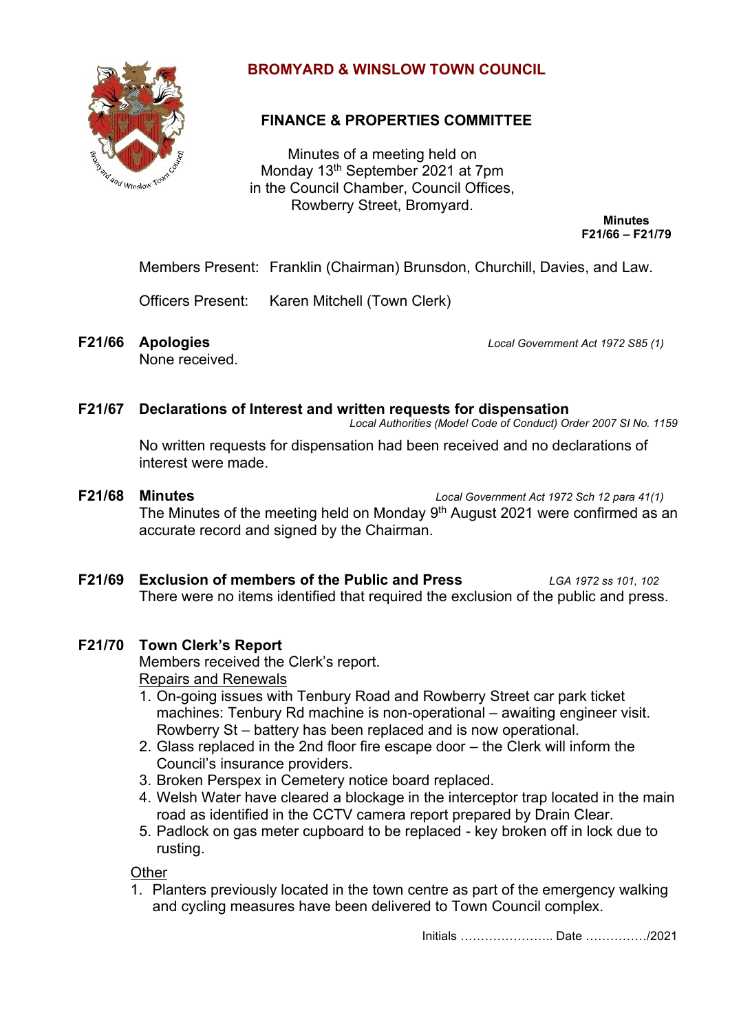# BROMYARD & WINSLOW TOWN COUNCIL

## FINANCE & PROPERTIES COMMITTEE

Minutes of a meeting held on
Monday 13th September 2021 at 7pm
in the Council Chamber, Council Offices,
Rowberry Street, Bromyard.

**Minutes**
**F21/66 – F21/79**

Members Present: Franklin (Chairman) Brunsdon, Churchill, Davies, and Law.

Officers Present: Karen Mitchell (Town Clerk)

**F21/66 Apologies** *Local Government Act 1972 S85 (1)*

None received.

**F21/67 Declarations of Interest and written requests for dispensation**
*Local Authorities (Model Code of Conduct) Order 2007 SI No. 1159*

No written requests for dispensation had been received and no declarations of interest were made.

**F21/68 Minutes** *Local Government Act 1972 Sch 12 para 41(1)*

The Minutes of the meeting held on Monday 9th August 2021 were confirmed as an accurate record and signed by the Chairman.

**F21/69 Exclusion of members of the Public and Press** *LGA 1972 ss 101, 102*

There were no items identified that required the exclusion of the public and press.

**F21/70 Town Clerk's Report**

Members received the Clerk's report.

Repairs and Renewals

1. On-going issues with Tenbury Road and Rowberry Street car park ticket machines: Tenbury Rd machine is non-operational – awaiting engineer visit. Rowberry St – battery has been replaced and is now operational.
2. Glass replaced in the 2nd floor fire escape door – the Clerk will inform the Council's insurance providers.
3. Broken Perspex in Cemetery notice board replaced.
4. Welsh Water have cleared a blockage in the interceptor trap located in the main road as identified in the CCTV camera report prepared by Drain Clear.
5. Padlock on gas meter cupboard to be replaced - key broken off in lock due to rusting.

Other

1. Planters previously located in the town centre as part of the emergency walking and cycling measures have been delivered to Town Council complex.

Initials ………………….. Date ……………/2021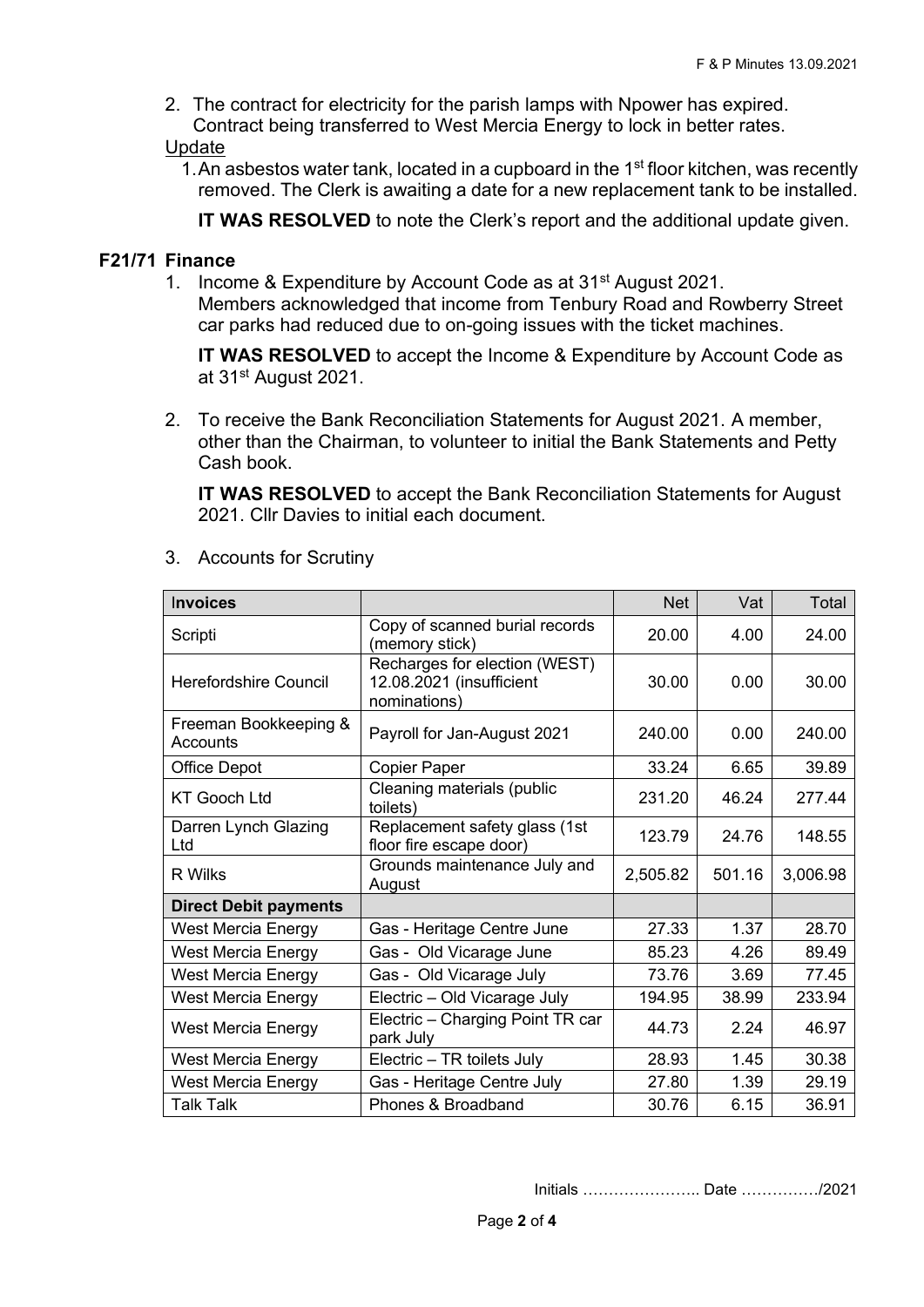2. The contract for electricity for the parish lamps with Npower has expired. Contract being transferred to West Mercia Energy to lock in better rates.

Update

1. An asbestos water tank, located in a cupboard in the 1st floor kitchen, was recently removed. The Clerk is awaiting a date for a new replacement tank to be installed.

**IT WAS RESOLVED** to note the Clerk's report and the additional update given.

**F21/71 Finance**

1. Income & Expenditure by Account Code as at 31st August 2021. Members acknowledged that income from Tenbury Road and Rowberry Street car parks had reduced due to on-going issues with the ticket machines.

   **IT WAS RESOLVED** to accept the Income & Expenditure by Account Code as at 31st August 2021.

2. To receive the Bank Reconciliation Statements for August 2021. A member, other than the Chairman, to volunteer to initial the Bank Statements and Petty Cash book.

   **IT WAS RESOLVED** to accept the Bank Reconciliation Statements for August 2021. Cllr Davies to initial each document.

3. Accounts for Scrutiny

| **Invoices** | | Net | Vat | Total |
|---|---|---|---|---|
| Scripti | Copy of scanned burial records (memory stick) | 20.00 | 4.00 | 24.00 |
| Herefordshire Council | Recharges for election (WEST) 12.08.2021 (insufficient nominations) | 30.00 | 0.00 | 30.00 |
| Freeman Bookkeeping & Accounts | Payroll for Jan-August 2021 | 240.00 | 0.00 | 240.00 |
| Office Depot | Copier Paper | 33.24 | 6.65 | 39.89 |
| KT Gooch Ltd | Cleaning materials (public toilets) | 231.20 | 46.24 | 277.44 |
| Darren Lynch Glazing Ltd | Replacement safety glass (1st floor fire escape door) | 123.79 | 24.76 | 148.55 |
| R Wilks | Grounds maintenance July and August | 2,505.82 | 501.16 | 3,006.98 |
| **Direct Debit payments** | | | | |
| West Mercia Energy | Gas - Heritage Centre June | 27.33 | 1.37 | 28.70 |
| West Mercia Energy | Gas - Old Vicarage June | 85.23 | 4.26 | 89.49 |
| West Mercia Energy | Gas - Old Vicarage July | 73.76 | 3.69 | 77.45 |
| West Mercia Energy | Electric – Old Vicarage July | 194.95 | 38.99 | 233.94 |
| West Mercia Energy | Electric – Charging Point TR car park July | 44.73 | 2.24 | 46.97 |
| West Mercia Energy | Electric – TR toilets July | 28.93 | 1.45 | 30.38 |
| West Mercia Energy | Gas - Heritage Centre July | 27.80 | 1.39 | 29.19 |
| Talk Talk | Phones & Broadband | 30.76 | 6.15 | 36.91 |

Initials ………………….. Date ……………/2021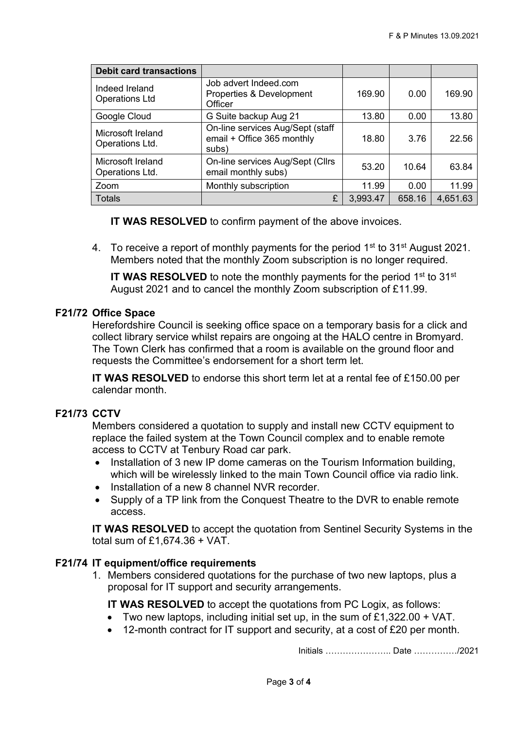| Debit card transactions | | | | |
|---|---|---|---|---|
| Indeed Ireland Operations Ltd | Job advert Indeed.com Properties & Development Officer | 169.90 | 0.00 | 169.90 |
| Google Cloud | G Suite backup Aug 21 | 13.80 | 0.00 | 13.80 |
| Microsoft Ireland Operations Ltd. | On-line services Aug/Sept (staff email + Office 365 monthly subs) | 18.80 | 3.76 | 22.56 |
| Microsoft Ireland Operations Ltd. | On-line services Aug/Sept (Cllrs email monthly subs) | 53.20 | 10.64 | 63.84 |
| Zoom | Monthly subscription | 11.99 | 0.00 | 11.99 |
| Totals | £ | 3,993.47 | 658.16 | 4,651.63 |

**IT WAS RESOLVED** to confirm payment of the above invoices.

4. To receive a report of monthly payments for the period 1st to 31st August 2021. Members noted that the monthly Zoom subscription is no longer required.

   **IT WAS RESOLVED** to note the monthly payments for the period 1st to 31st August 2021 and to cancel the monthly Zoom subscription of £11.99.

**F21/72 Office Space**

Herefordshire Council is seeking office space on a temporary basis for a click and collect library service whilst repairs are ongoing at the HALO centre in Bromyard. The Town Clerk has confirmed that a room is available on the ground floor and requests the Committee's endorsement for a short term let.

**IT WAS RESOLVED** to endorse this short term let at a rental fee of £150.00 per calendar month.

**F21/73 CCTV**

Members considered a quotation to supply and install new CCTV equipment to replace the failed system at the Town Council complex and to enable remote access to CCTV at Tenbury Road car park.

- Installation of 3 new IP dome cameras on the Tourism Information building, which will be wirelessly linked to the main Town Council office via radio link.
- Installation of a new 8 channel NVR recorder.
- Supply of a TP link from the Conquest Theatre to the DVR to enable remote access.

**IT WAS RESOLVED** to accept the quotation from Sentinel Security Systems in the total sum of £1,674.36 + VAT.

**F21/74 IT equipment/office requirements**

1. Members considered quotations for the purchase of two new laptops, plus a proposal for IT support and security arrangements.

   **IT WAS RESOLVED** to accept the quotations from PC Logix, as follows:

   - Two new laptops, including initial set up, in the sum of £1,322.00 + VAT.
   - 12-month contract for IT support and security, at a cost of £20 per month.

Initials ………………….. Date ……………/2021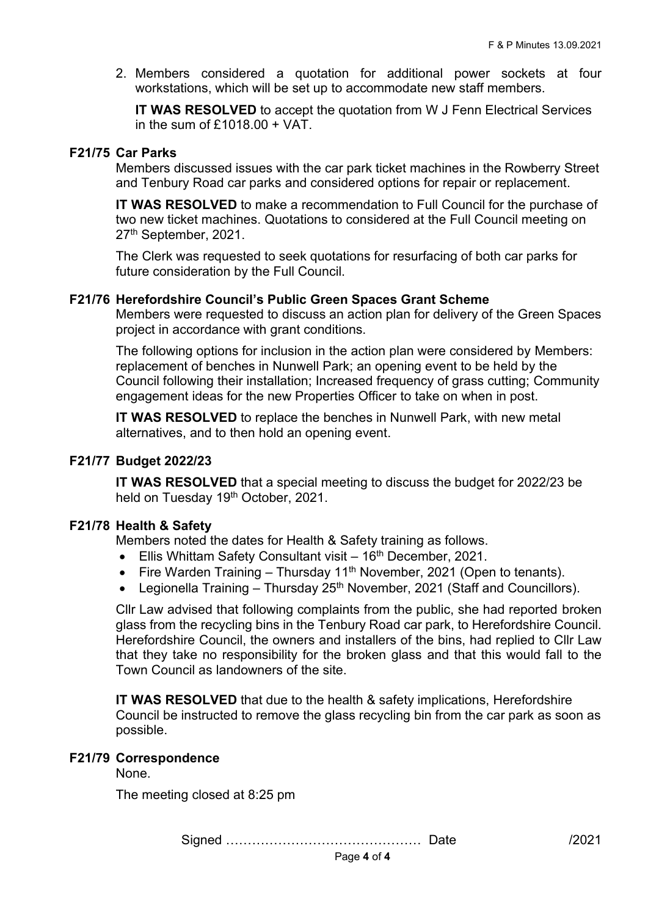2. Members considered a quotation for additional power sockets at four workstations, which will be set up to accommodate new staff members.

   **IT WAS RESOLVED** to accept the quotation from W J Fenn Electrical Services in the sum of £1018.00 + VAT.

### F21/75 Car Parks

Members discussed issues with the car park ticket machines in the Rowberry Street and Tenbury Road car parks and considered options for repair or replacement.

**IT WAS RESOLVED** to make a recommendation to Full Council for the purchase of two new ticket machines. Quotations to considered at the Full Council meeting on 27th September, 2021.

The Clerk was requested to seek quotations for resurfacing of both car parks for future consideration by the Full Council.

### F21/76 Herefordshire Council's Public Green Spaces Grant Scheme

Members were requested to discuss an action plan for delivery of the Green Spaces project in accordance with grant conditions.

The following options for inclusion in the action plan were considered by Members: replacement of benches in Nunwell Park; an opening event to be held by the Council following their installation; Increased frequency of grass cutting; Community engagement ideas for the new Properties Officer to take on when in post.

**IT WAS RESOLVED** to replace the benches in Nunwell Park, with new metal alternatives, and to then hold an opening event.

### F21/77 Budget 2022/23

**IT WAS RESOLVED** that a special meeting to discuss the budget for 2022/23 be held on Tuesday 19th October, 2021.

### F21/78 Health & Safety

Members noted the dates for Health & Safety training as follows.

- Ellis Whittam Safety Consultant visit – 16th December, 2021.
- Fire Warden Training – Thursday 11th November, 2021 (Open to tenants).
- Legionella Training – Thursday 25th November, 2021 (Staff and Councillors).

Cllr Law advised that following complaints from the public, she had reported broken glass from the recycling bins in the Tenbury Road car park, to Herefordshire Council. Herefordshire Council, the owners and installers of the bins, had replied to Cllr Law that they take no responsibility for the broken glass and that this would fall to the Town Council as landowners of the site.

**IT WAS RESOLVED** that due to the health & safety implications, Herefordshire Council be instructed to remove the glass recycling bin from the car park as soon as possible.

### F21/79 Correspondence

None.

The meeting closed at 8:25 pm

Signed ……………………………………… Date /2021